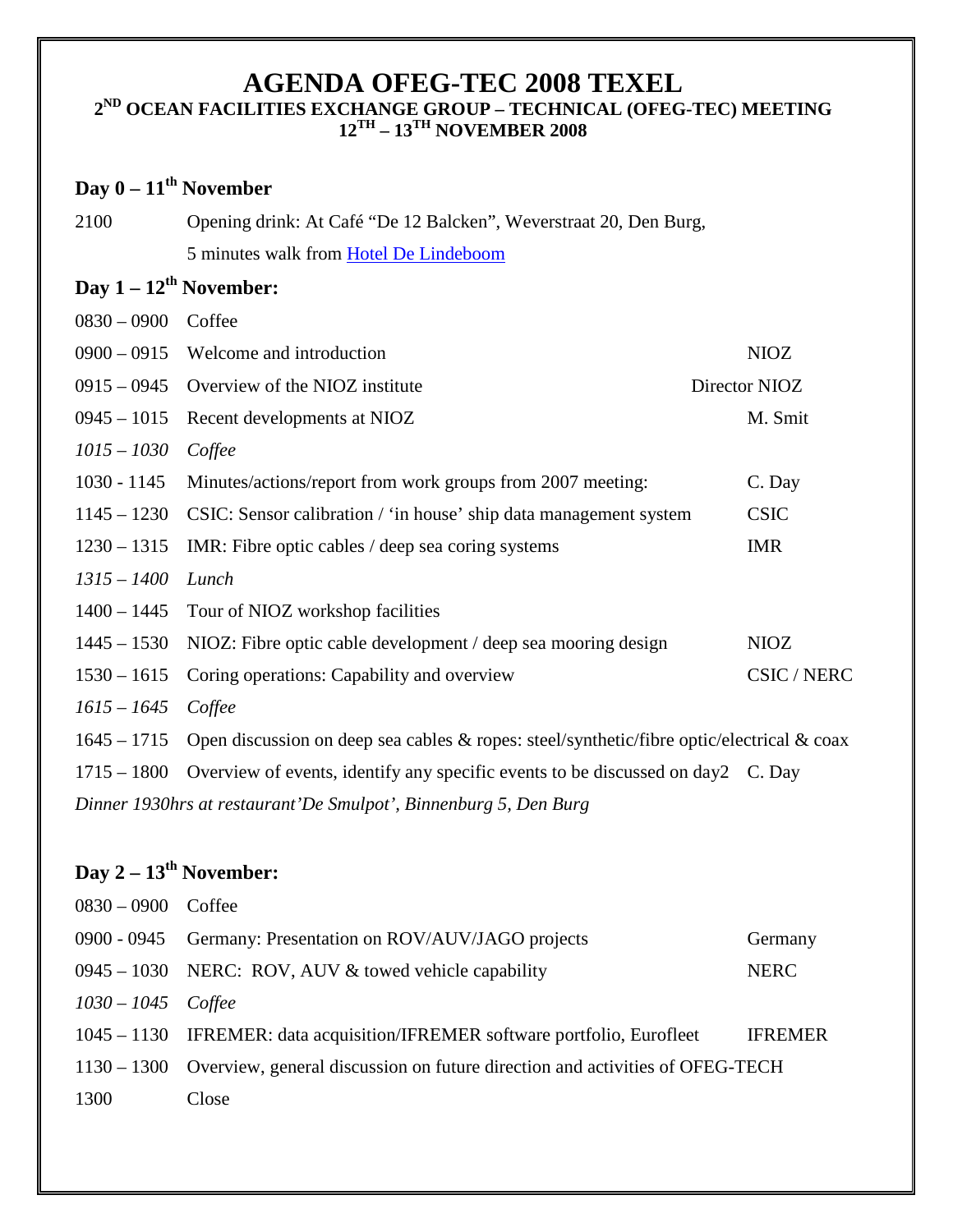# AGENDA OFEG-TEC 2008 TEXEL

## 2ND OCEAN FACILITIES EXCHANGE GROUP – TECHNICAL (OFEG-TEC) MEETING 12TH – 13TH NOVEMBER 2008

### Day 0 – 11th November

| | | |
|---|---|---|
| 2100 | Opening drink: At Café "De 12 Balcken", Weverstraat 20, Den Burg, 5 minutes walk from Hotel De Lindeboom | |

### Day 1 – 12th November:

| | | |
|---|---|---|
| 0830 – 0900 | Coffee | |
| 0900 – 0915 | Welcome and introduction | NIOZ |
| 0915 – 0945 | Overview of the NIOZ institute | Director NIOZ |
| 0945 – 1015 | Recent developments at NIOZ | M. Smit |
| *1015 – 1030* | *Coffee* | |
| 1030 - 1145 | Minutes/actions/report from work groups from 2007 meeting: | C. Day |
| 1145 – 1230 | CSIC: Sensor calibration / 'in house' ship data management system | CSIC |
| 1230 – 1315 | IMR: Fibre optic cables / deep sea coring systems | IMR |
| *1315 – 1400* | *Lunch* | |
| 1400 – 1445 | Tour of NIOZ workshop facilities | |
| 1445 – 1530 | NIOZ: Fibre optic cable development / deep sea mooring design | NIOZ |
| 1530 – 1615 | Coring operations: Capability and overview | CSIC / NERC |
| *1615 – 1645* | *Coffee* | |
| 1645 – 1715 | Open discussion on deep sea cables & ropes: steel/synthetic/fibre optic/electrical & coax | |
| 1715 – 1800 | Overview of events, identify any specific events to be discussed on day2 | C. Day |

*Dinner 1930hrs at restaurant'De Smulpot', Binnenburg 5, Den Burg*

### Day 2 – 13th November:

| | | |
|---|---|---|
| 0830 – 0900 | Coffee | |
| 0900 - 0945 | Germany: Presentation on ROV/AUV/JAGO projects | Germany |
| 0945 – 1030 | NERC: ROV, AUV & towed vehicle capability | NERC |
| *1030 – 1045* | *Coffee* | |
| 1045 – 1130 | IFREMER: data acquisition/IFREMER software portfolio, Eurofleet | IFREMER |
| 1130 – 1300 | Overview, general discussion on future direction and activities of OFEG-TECH | |
| 1300 | Close | |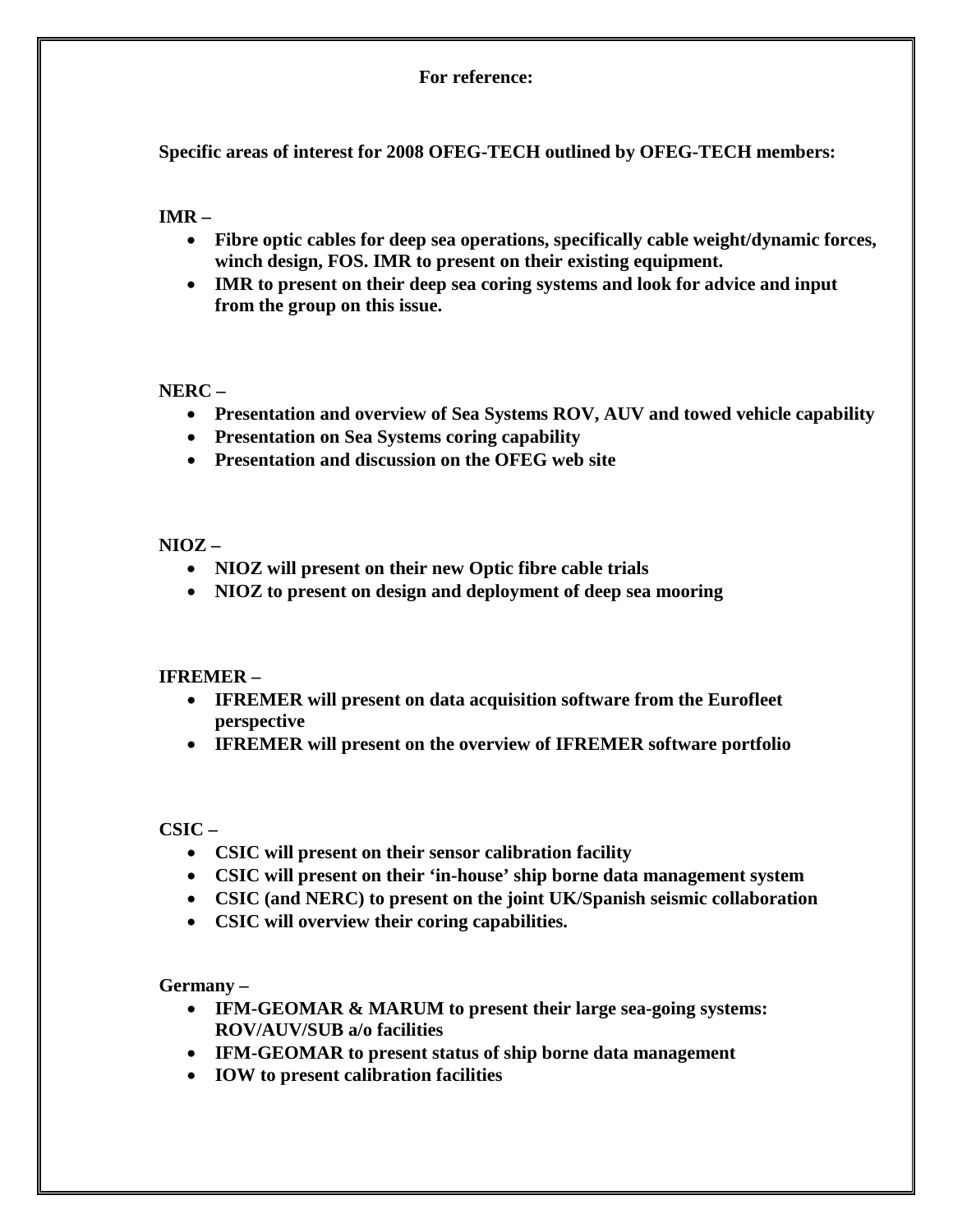**For reference:**

**Specific areas of interest for 2008 OFEG-TECH outlined by OFEG-TECH members:**

**IMR –**

- **Fibre optic cables for deep sea operations, specifically cable weight/dynamic forces, winch design, FOS. IMR to present on their existing equipment.**
- **IMR to present on their deep sea coring systems and look for advice and input from the group on this issue.**

**NERC –**

- **Presentation and overview of Sea Systems ROV, AUV and towed vehicle capability**
- **Presentation on Sea Systems coring capability**
- **Presentation and discussion on the OFEG web site**

**NIOZ –**

- **NIOZ will present on their new Optic fibre cable trials**
- **NIOZ to present on design and deployment of deep sea mooring**

**IFREMER –**

- **IFREMER will present on data acquisition software from the Eurofleet perspective**
- **IFREMER will present on the overview of IFREMER software portfolio**

**CSIC –**

- **CSIC will present on their sensor calibration facility**
- **CSIC will present on their 'in-house' ship borne data management system**
- **CSIC (and NERC) to present on the joint UK/Spanish seismic collaboration**
- **CSIC will overview their coring capabilities.**

**Germany –**

- **IFM-GEOMAR & MARUM to present their large sea-going systems: ROV/AUV/SUB a/o facilities**
- **IFM-GEOMAR to present status of ship borne data management**
- **IOW to present calibration facilities**